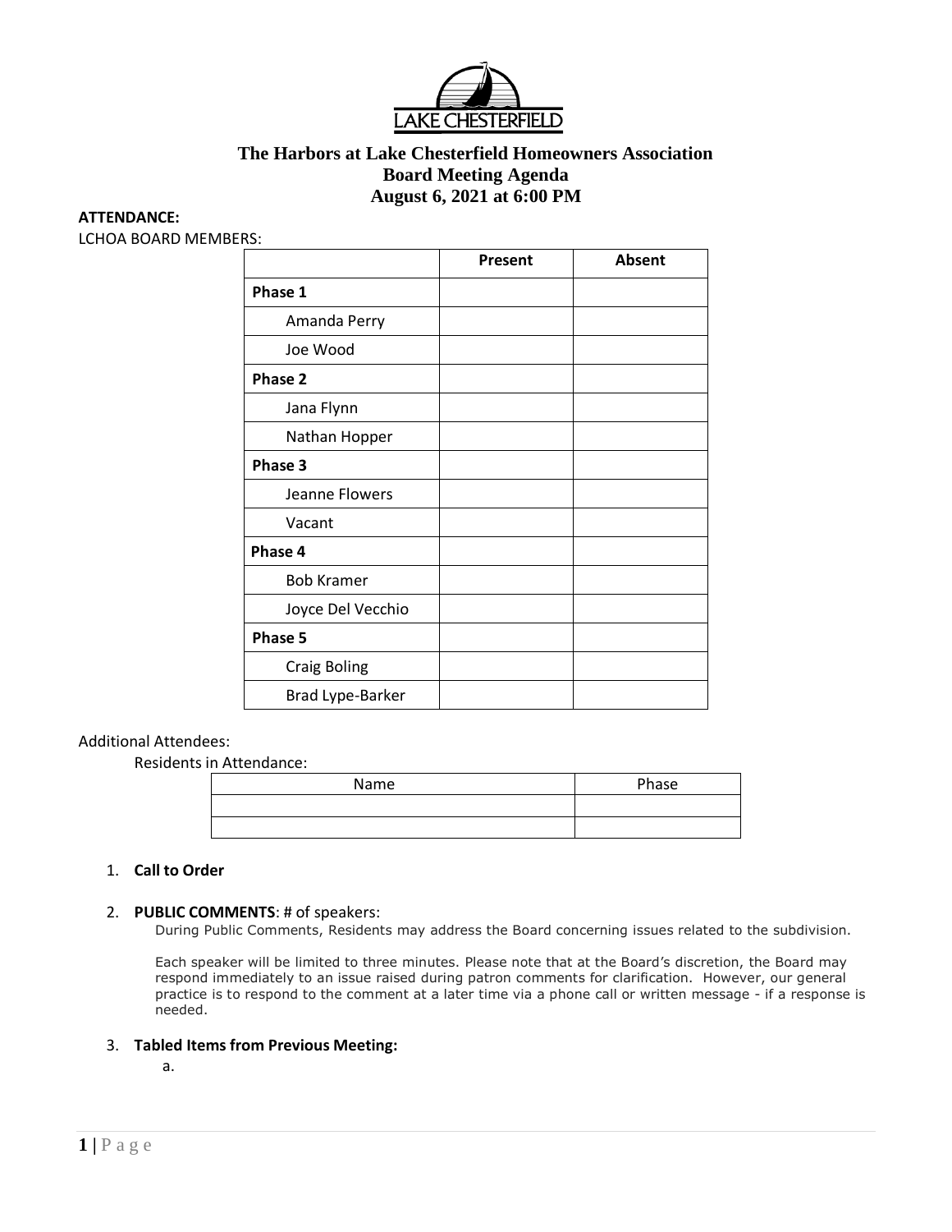LAKE CHESTERFIELD

# The Harbors at Lake Chesterfield Homeowners Association
## Board Meeting Agenda
## August 6, 2021 at 6:00 PM

**ATTENDANCE:**

LCHOA BOARD MEMBERS:

| | **Present** | **Absent** |
|---|---|---|
| **Phase 1** | | |
| Amanda Perry | | |
| Joe Wood | | |
| **Phase 2** | | |
| Jana Flynn | | |
| Nathan Hopper | | |
| **Phase 3** | | |
| Jeanne Flowers | | |
| Vacant | | |
| **Phase 4** | | |
| Bob Kramer | | |
| Joyce Del Vecchio | | |
| **Phase 5** | | |
| Craig Boling | | |
| Brad Lype-Barker | | |

Additional Attendees:

Residents in Attendance:

| Name | Phase |
|---|---|
| | |
| | |

1. **Call to Order**

2. **PUBLIC COMMENTS**: # of speakers:

   During Public Comments, Residents may address the Board concerning issues related to the subdivision.

   Each speaker will be limited to three minutes. Please note that at the Board's discretion, the Board may respond immediately to an issue raised during patron comments for clarification. However, our general practice is to respond to the comment at a later time via a phone call or written message - if a response is needed.

3. **Tabled Items from Previous Meeting:**

   a.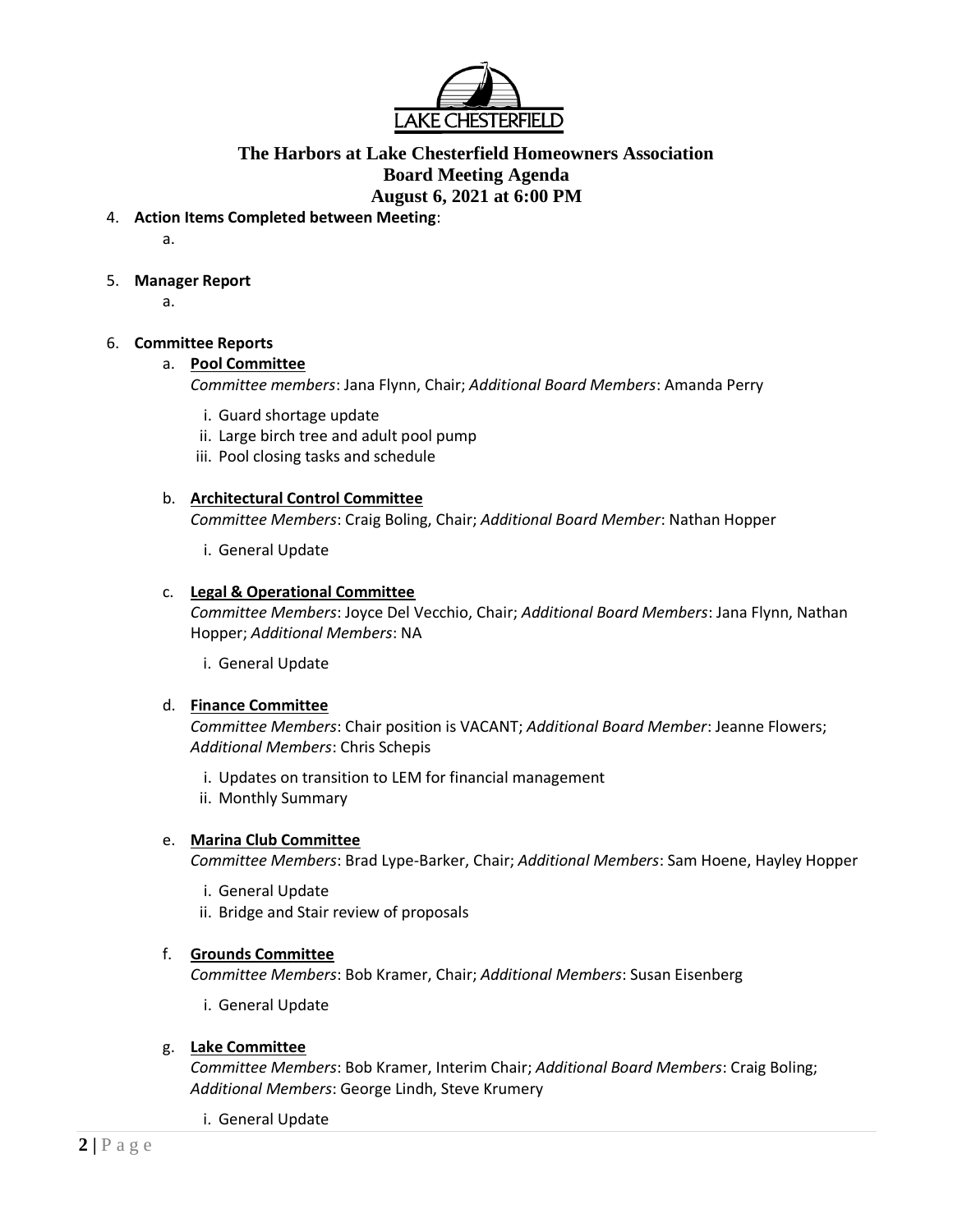# The Harbors at Lake Chesterfield Homeowners Association
## Board Meeting Agenda
## August 6, 2021 at 6:00 PM

4. **Action Items Completed between Meeting**:
   a.

5. **Manager Report**
   a.

6. **Committee Reports**
   a. **Pool Committee**
      *Committee members*: Jana Flynn, Chair; *Additional Board Members*: Amanda Perry
      i. Guard shortage update
      ii. Large birch tree and adult pool pump
      iii. Pool closing tasks and schedule

   b. **Architectural Control Committee**
      *Committee Members*: Craig Boling, Chair; *Additional Board Member*: Nathan Hopper
      i. General Update

   c. **Legal & Operational Committee**
      *Committee Members*: Joyce Del Vecchio, Chair; *Additional Board Members*: Jana Flynn, Nathan Hopper; *Additional Members*: NA
      i. General Update

   d. **Finance Committee**
      *Committee Members*: Chair position is VACANT; *Additional Board Member*: Jeanne Flowers; *Additional Members*: Chris Schepis
      i. Updates on transition to LEM for financial management
      ii. Monthly Summary

   e. **Marina Club Committee**
      *Committee Members*: Brad Lype-Barker, Chair; *Additional Members*: Sam Hoene, Hayley Hopper
      i. General Update
      ii. Bridge and Stair review of proposals

   f. **Grounds Committee**
      *Committee Members*: Bob Kramer, Chair; *Additional Members*: Susan Eisenberg
      i. General Update

   g. **Lake Committee**
      *Committee Members*: Bob Kramer, Interim Chair; *Additional Board Members*: Craig Boling; *Additional Members*: George Lindh, Steve Krumery
      i. General Update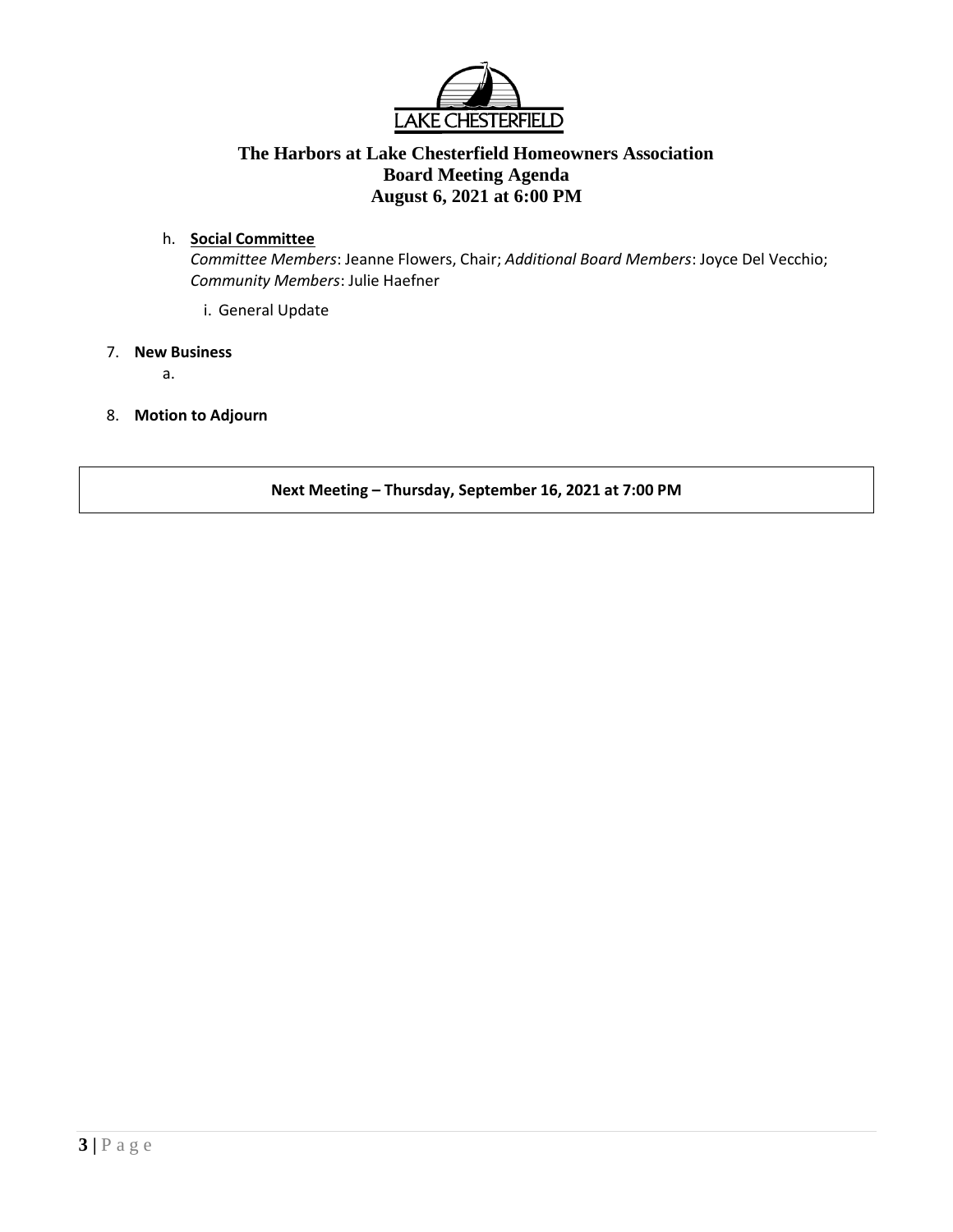# The Harbors at Lake Chesterfield Homeowners Association
## Board Meeting Agenda
## August 6, 2021 at 6:00 PM

h. **Social Committee**
*Committee Members*: Jeanne Flowers, Chair; *Additional Board Members*: Joyce Del Vecchio; *Community Members*: Julie Haefner

i. General Update

7. **New Business**
   a.

8. **Motion to Adjourn**

**Next Meeting – Thursday, September 16, 2021 at 7:00 PM**